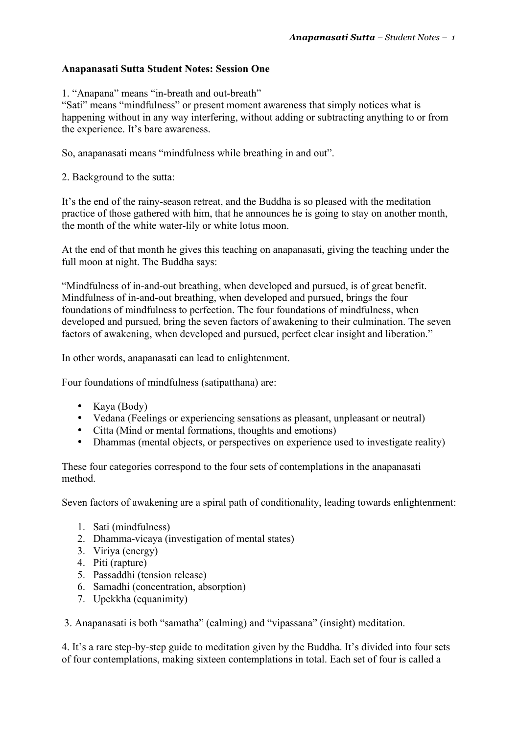# Anapanasati Sutta Student Notes: Session One

1. "Anapana" means "in-breath and out-breath"
"Sati" means "mindfulness" or present moment awareness that simply notices what is happening without in any way interfering, without adding or subtracting anything to or from the experience. It's bare awareness.

So, anapanasati means "mindfulness while breathing in and out".

2. Background to the sutta:

It's the end of the rainy-season retreat, and the Buddha is so pleased with the meditation practice of those gathered with him, that he announces he is going to stay on another month, the month of the white water-lily or white lotus moon.

At the end of that month he gives this teaching on anapanasati, giving the teaching under the full moon at night. The Buddha says:

"Mindfulness of in-and-out breathing, when developed and pursued, is of great benefit. Mindfulness of in-and-out breathing, when developed and pursued, brings the four foundations of mindfulness to perfection. The four foundations of mindfulness, when developed and pursued, bring the seven factors of awakening to their culmination. The seven factors of awakening, when developed and pursued, perfect clear insight and liberation."

In other words, anapanasati can lead to enlightenment.

Four foundations of mindfulness (satipatthana) are:

- Kaya (Body)
- Vedana (Feelings or experiencing sensations as pleasant, unpleasant or neutral)
- Citta (Mind or mental formations, thoughts and emotions)
- Dhammas (mental objects, or perspectives on experience used to investigate reality)

These four categories correspond to the four sets of contemplations in the anapanasati method.

Seven factors of awakening are a spiral path of conditionality, leading towards enlightenment:

1. Sati (mindfulness)
2. Dhamma-vicaya (investigation of mental states)
3. Viriya (energy)
4. Piti (rapture)
5. Passaddhi (tension release)
6. Samadhi (concentration, absorption)
7. Upekkha (equanimity)

3. Anapanasati is both "samatha" (calming) and "vipassana" (insight) meditation.

4. It's a rare step-by-step guide to meditation given by the Buddha. It's divided into four sets of four contemplations, making sixteen contemplations in total. Each set of four is called a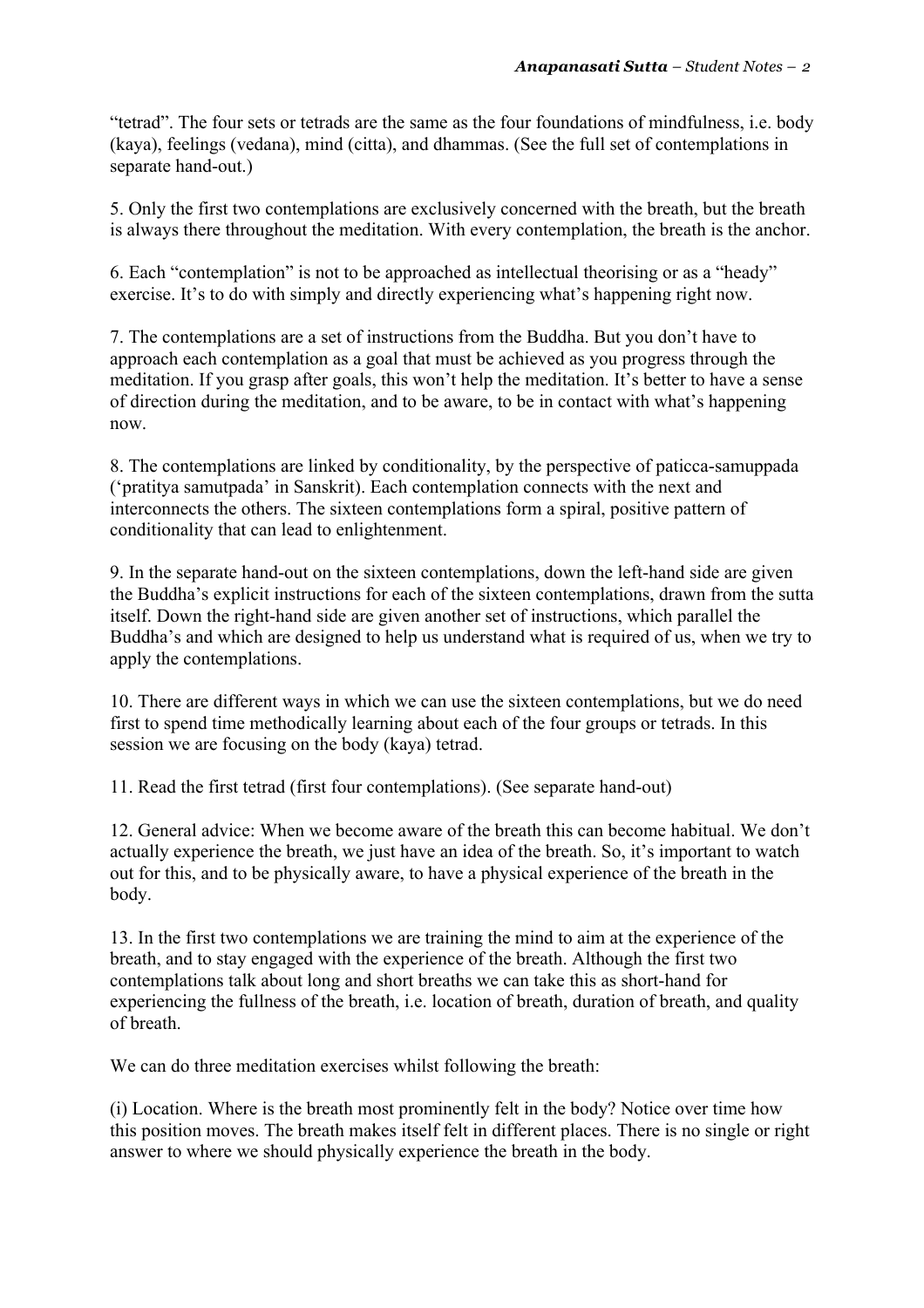"tetrad". The four sets or tetrads are the same as the four foundations of mindfulness, i.e. body (kaya), feelings (vedana), mind (citta), and dhammas. (See the full set of contemplations in separate hand-out.)

5. Only the first two contemplations are exclusively concerned with the breath, but the breath is always there throughout the meditation. With every contemplation, the breath is the anchor.

6. Each "contemplation" is not to be approached as intellectual theorising or as a "heady" exercise. It's to do with simply and directly experiencing what's happening right now.

7. The contemplations are a set of instructions from the Buddha. But you don't have to approach each contemplation as a goal that must be achieved as you progress through the meditation. If you grasp after goals, this won't help the meditation. It's better to have a sense of direction during the meditation, and to be aware, to be in contact with what's happening now.

8. The contemplations are linked by conditionality, by the perspective of paticca-samuppada ('pratitya samutpada' in Sanskrit). Each contemplation connects with the next and interconnects the others. The sixteen contemplations form a spiral, positive pattern of conditionality that can lead to enlightenment.

9. In the separate hand-out on the sixteen contemplations, down the left-hand side are given the Buddha's explicit instructions for each of the sixteen contemplations, drawn from the sutta itself. Down the right-hand side are given another set of instructions, which parallel the Buddha's and which are designed to help us understand what is required of us, when we try to apply the contemplations.

10. There are different ways in which we can use the sixteen contemplations, but we do need first to spend time methodically learning about each of the four groups or tetrads. In this session we are focusing on the body (kaya) tetrad.

11. Read the first tetrad (first four contemplations). (See separate hand-out)

12. General advice: When we become aware of the breath this can become habitual. We don't actually experience the breath, we just have an idea of the breath. So, it's important to watch out for this, and to be physically aware, to have a physical experience of the breath in the body.

13. In the first two contemplations we are training the mind to aim at the experience of the breath, and to stay engaged with the experience of the breath. Although the first two contemplations talk about long and short breaths we can take this as short-hand for experiencing the fullness of the breath, i.e. location of breath, duration of breath, and quality of breath.

We can do three meditation exercises whilst following the breath:

(i) Location. Where is the breath most prominently felt in the body? Notice over time how this position moves. The breath makes itself felt in different places. There is no single or right answer to where we should physically experience the breath in the body.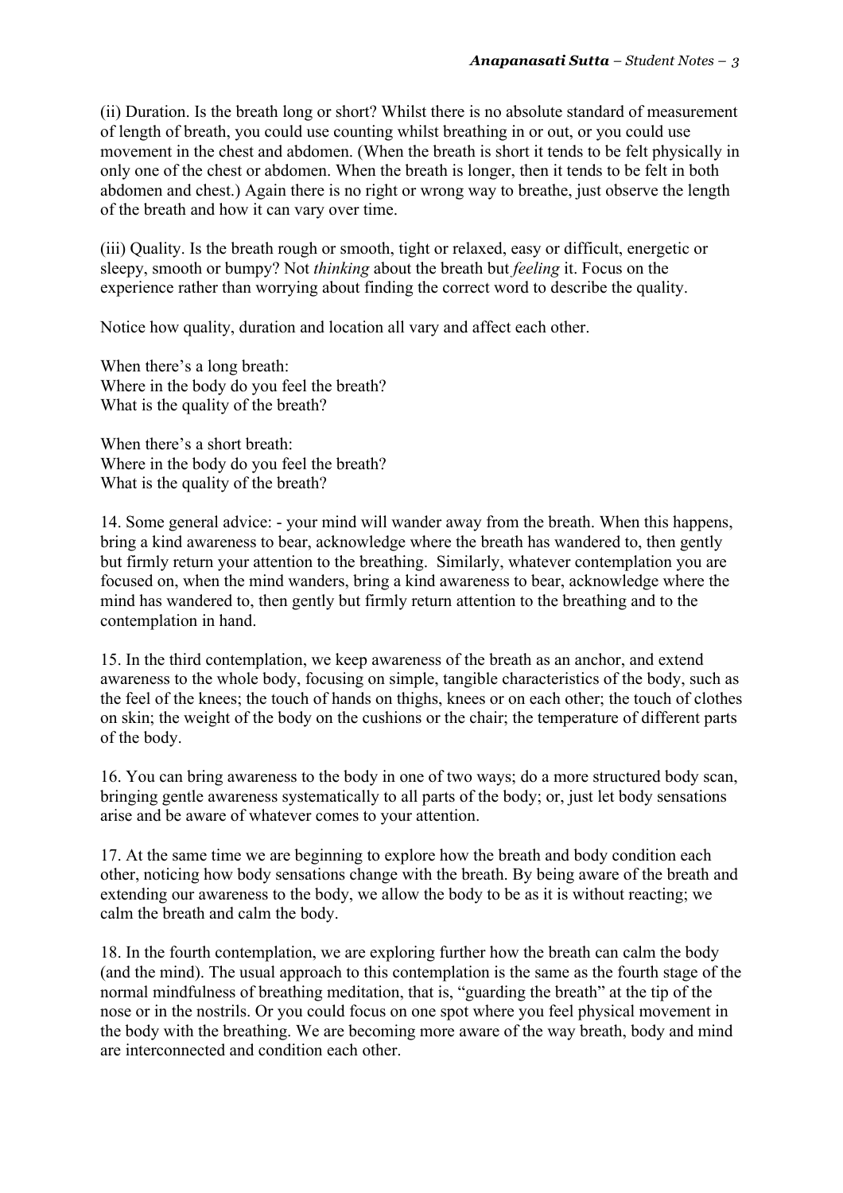(ii) Duration. Is the breath long or short? Whilst there is no absolute standard of measurement of length of breath, you could use counting whilst breathing in or out, or you could use movement in the chest and abdomen. (When the breath is short it tends to be felt physically in only one of the chest or abdomen. When the breath is longer, then it tends to be felt in both abdomen and chest.) Again there is no right or wrong way to breathe, just observe the length of the breath and how it can vary over time.

(iii) Quality. Is the breath rough or smooth, tight or relaxed, easy or difficult, energetic or sleepy, smooth or bumpy? Not *thinking* about the breath but *feeling* it. Focus on the experience rather than worrying about finding the correct word to describe the quality.

Notice how quality, duration and location all vary and affect each other.

When there's a long breath:
Where in the body do you feel the breath?
What is the quality of the breath?

When there's a short breath:
Where in the body do you feel the breath?
What is the quality of the breath?

14. Some general advice: - your mind will wander away from the breath. When this happens, bring a kind awareness to bear, acknowledge where the breath has wandered to, then gently but firmly return your attention to the breathing. Similarly, whatever contemplation you are focused on, when the mind wanders, bring a kind awareness to bear, acknowledge where the mind has wandered to, then gently but firmly return attention to the breathing and to the contemplation in hand.

15. In the third contemplation, we keep awareness of the breath as an anchor, and extend awareness to the whole body, focusing on simple, tangible characteristics of the body, such as the feel of the knees; the touch of hands on thighs, knees or on each other; the touch of clothes on skin; the weight of the body on the cushions or the chair; the temperature of different parts of the body.

16. You can bring awareness to the body in one of two ways; do a more structured body scan, bringing gentle awareness systematically to all parts of the body; or, just let body sensations arise and be aware of whatever comes to your attention.

17. At the same time we are beginning to explore how the breath and body condition each other, noticing how body sensations change with the breath. By being aware of the breath and extending our awareness to the body, we allow the body to be as it is without reacting; we calm the breath and calm the body.

18. In the fourth contemplation, we are exploring further how the breath can calm the body (and the mind). The usual approach to this contemplation is the same as the fourth stage of the normal mindfulness of breathing meditation, that is, "guarding the breath" at the tip of the nose or in the nostrils. Or you could focus on one spot where you feel physical movement in the body with the breathing. We are becoming more aware of the way breath, body and mind are interconnected and condition each other.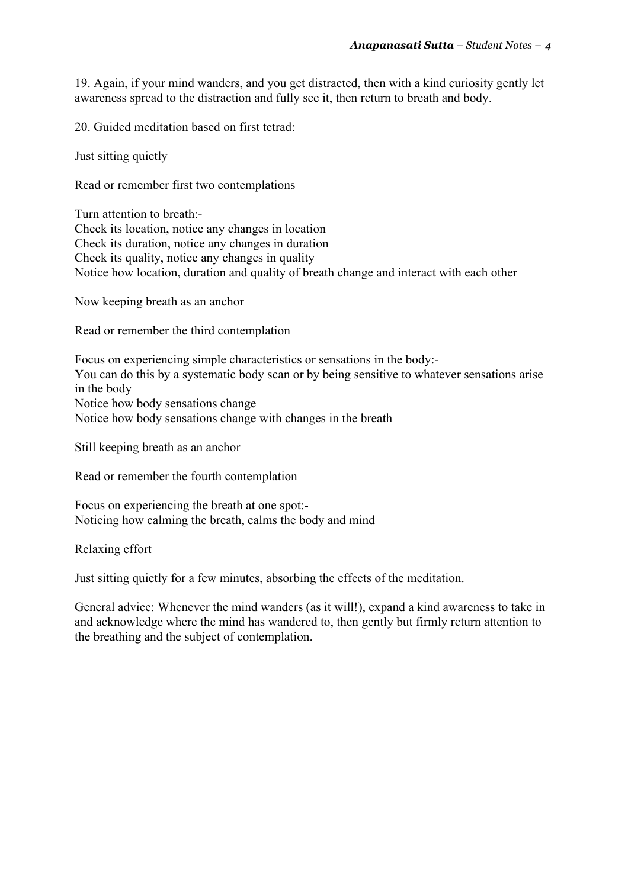19. Again, if your mind wanders, and you get distracted, then with a kind curiosity gently let awareness spread to the distraction and fully see it, then return to breath and body.

20. Guided meditation based on first tetrad:

Just sitting quietly

Read or remember first two contemplations

Turn attention to breath:-
Check its location, notice any changes in location
Check its duration, notice any changes in duration
Check its quality, notice any changes in quality
Notice how location, duration and quality of breath change and interact with each other

Now keeping breath as an anchor

Read or remember the third contemplation

Focus on experiencing simple characteristics or sensations in the body:-
You can do this by a systematic body scan or by being sensitive to whatever sensations arise in the body
Notice how body sensations change
Notice how body sensations change with changes in the breath

Still keeping breath as an anchor

Read or remember the fourth contemplation

Focus on experiencing the breath at one spot:-
Noticing how calming the breath, calms the body and mind

Relaxing effort

Just sitting quietly for a few minutes, absorbing the effects of the meditation.

General advice: Whenever the mind wanders (as it will!), expand a kind awareness to take in and acknowledge where the mind has wandered to, then gently but firmly return attention to the breathing and the subject of contemplation.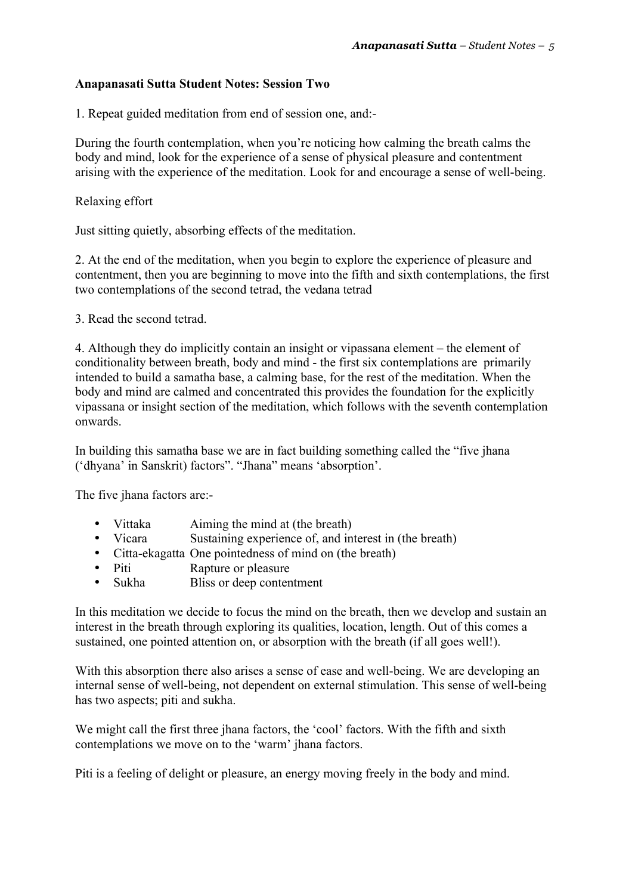**Anapanasati Sutta Student Notes: Session Two**

1. Repeat guided meditation from end of session one, and:-

During the fourth contemplation, when you're noticing how calming the breath calms the body and mind, look for the experience of a sense of physical pleasure and contentment arising with the experience of the meditation. Look for and encourage a sense of well-being.

Relaxing effort

Just sitting quietly, absorbing effects of the meditation.

2. At the end of the meditation, when you begin to explore the experience of pleasure and contentment, then you are beginning to move into the fifth and sixth contemplations, the first two contemplations of the second tetrad, the vedana tetrad

3. Read the second tetrad.

4. Although they do implicitly contain an insight or vipassana element – the element of conditionality between breath, body and mind - the first six contemplations are primarily intended to build a samatha base, a calming base, for the rest of the meditation. When the body and mind are calmed and concentrated this provides the foundation for the explicitly vipassana or insight section of the meditation, which follows with the seventh contemplation onwards.

In building this samatha base we are in fact building something called the "five jhana ('dhyana' in Sanskrit) factors". "Jhana" means 'absorption'.

The five jhana factors are:-

- Vittaka Aiming the mind at (the breath)
- Vicara Sustaining experience of, and interest in (the breath)
- Citta-ekagatta One pointedness of mind on (the breath)
- Piti Rapture or pleasure
- Sukha Bliss or deep contentment

In this meditation we decide to focus the mind on the breath, then we develop and sustain an interest in the breath through exploring its qualities, location, length. Out of this comes a sustained, one pointed attention on, or absorption with the breath (if all goes well!).

With this absorption there also arises a sense of ease and well-being. We are developing an internal sense of well-being, not dependent on external stimulation. This sense of well-being has two aspects; piti and sukha.

We might call the first three jhana factors, the 'cool' factors. With the fifth and sixth contemplations we move on to the 'warm' jhana factors.

Piti is a feeling of delight or pleasure, an energy moving freely in the body and mind.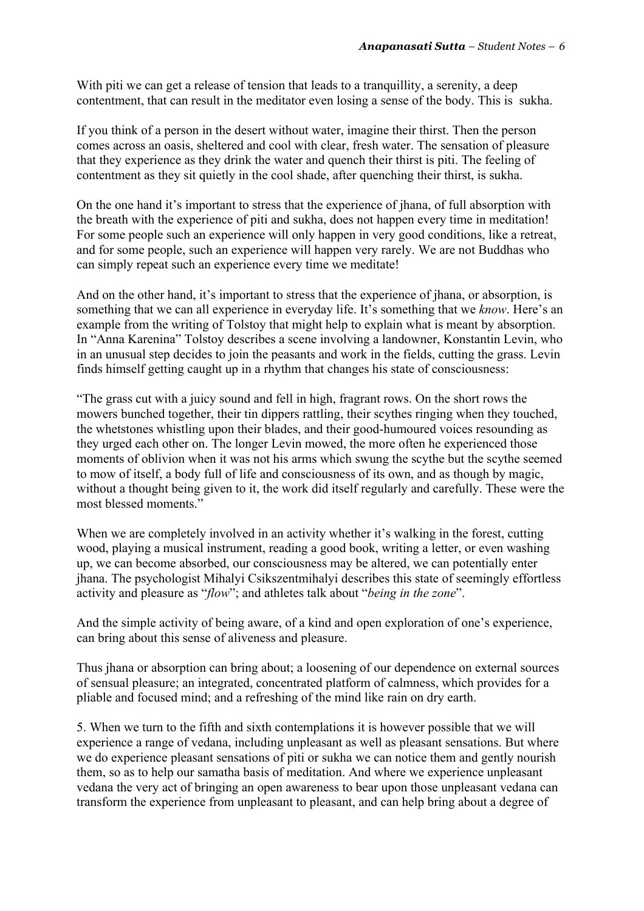With piti we can get a release of tension that leads to a tranquillity, a serenity, a deep contentment, that can result in the meditator even losing a sense of the body. This is  sukha.

If you think of a person in the desert without water, imagine their thirst. Then the person comes across an oasis, sheltered and cool with clear, fresh water. The sensation of pleasure that they experience as they drink the water and quench their thirst is piti. The feeling of contentment as they sit quietly in the cool shade, after quenching their thirst, is sukha.

On the one hand it's important to stress that the experience of jhana, of full absorption with the breath with the experience of piti and sukha, does not happen every time in meditation! For some people such an experience will only happen in very good conditions, like a retreat, and for some people, such an experience will happen very rarely. We are not Buddhas who can simply repeat such an experience every time we meditate!

And on the other hand, it's important to stress that the experience of jhana, or absorption, is something that we can all experience in everyday life. It's something that we *know*. Here's an example from the writing of Tolstoy that might help to explain what is meant by absorption. In "Anna Karenina" Tolstoy describes a scene involving a landowner, Konstantin Levin, who in an unusual step decides to join the peasants and work in the fields, cutting the grass. Levin finds himself getting caught up in a rhythm that changes his state of consciousness:

"The grass cut with a juicy sound and fell in high, fragrant rows. On the short rows the mowers bunched together, their tin dippers rattling, their scythes ringing when they touched, the whetstones whistling upon their blades, and their good-humoured voices resounding as they urged each other on. The longer Levin mowed, the more often he experienced those moments of oblivion when it was not his arms which swung the scythe but the scythe seemed to mow of itself, a body full of life and consciousness of its own, and as though by magic, without a thought being given to it, the work did itself regularly and carefully. These were the most blessed moments."

When we are completely involved in an activity whether it's walking in the forest, cutting wood, playing a musical instrument, reading a good book, writing a letter, or even washing up, we can become absorbed, our consciousness may be altered, we can potentially enter jhana. The psychologist Mihalyi Csikszentmihalyi describes this state of seemingly effortless activity and pleasure as "*flow*"; and athletes talk about "*being in the zone*".

And the simple activity of being aware, of a kind and open exploration of one's experience, can bring about this sense of aliveness and pleasure.

Thus jhana or absorption can bring about; a loosening of our dependence on external sources of sensual pleasure; an integrated, concentrated platform of calmness, which provides for a pliable and focused mind; and a refreshing of the mind like rain on dry earth.

5. When we turn to the fifth and sixth contemplations it is however possible that we will experience a range of vedana, including unpleasant as well as pleasant sensations. But where we do experience pleasant sensations of piti or sukha we can notice them and gently nourish them, so as to help our samatha basis of meditation. And where we experience unpleasant vedana the very act of bringing an open awareness to bear upon those unpleasant vedana can transform the experience from unpleasant to pleasant, and can help bring about a degree of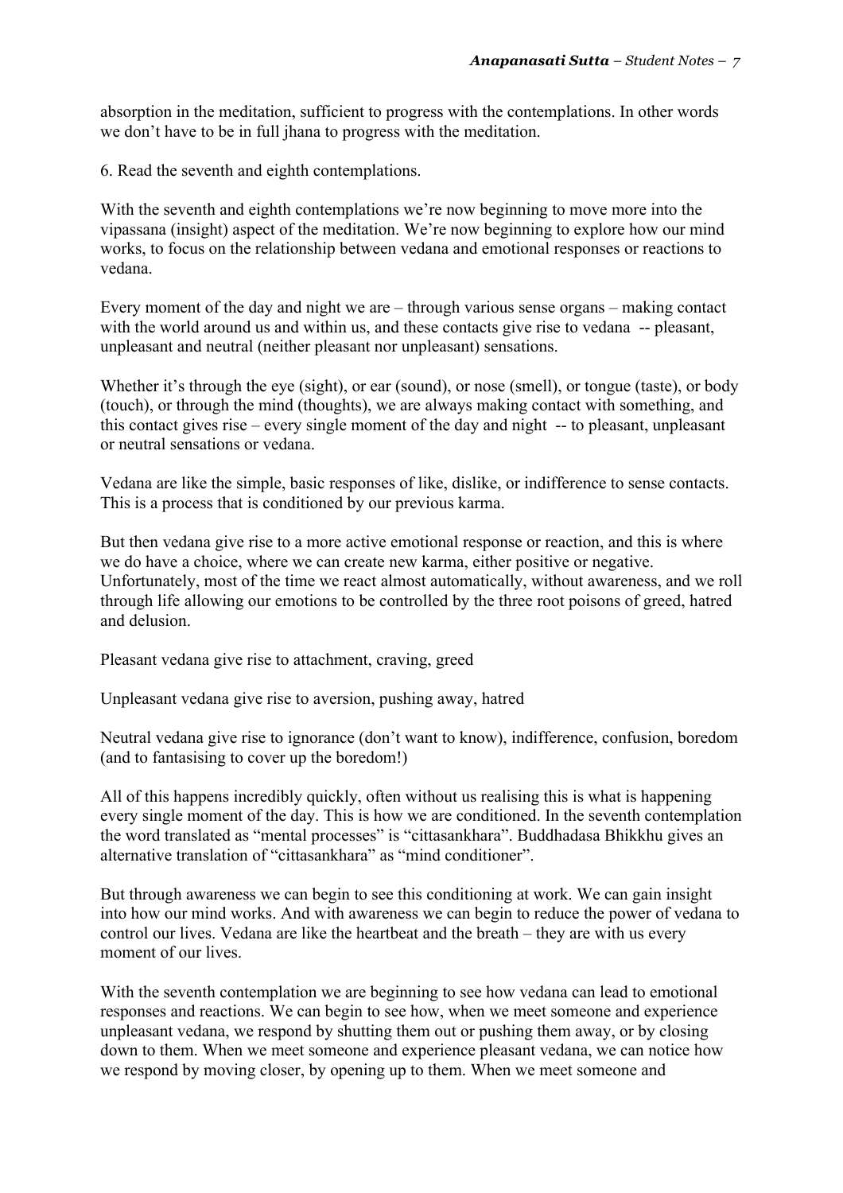absorption in the meditation, sufficient to progress with the contemplations. In other words we don't have to be in full jhana to progress with the meditation.

6. Read the seventh and eighth contemplations.

With the seventh and eighth contemplations we're now beginning to move more into the vipassana (insight) aspect of the meditation. We're now beginning to explore how our mind works, to focus on the relationship between vedana and emotional responses or reactions to vedana.

Every moment of the day and night we are – through various sense organs – making contact with the world around us and within us, and these contacts give rise to vedana -- pleasant, unpleasant and neutral (neither pleasant nor unpleasant) sensations.

Whether it's through the eye (sight), or ear (sound), or nose (smell), or tongue (taste), or body (touch), or through the mind (thoughts), we are always making contact with something, and this contact gives rise – every single moment of the day and night -- to pleasant, unpleasant or neutral sensations or vedana.

Vedana are like the simple, basic responses of like, dislike, or indifference to sense contacts. This is a process that is conditioned by our previous karma.

But then vedana give rise to a more active emotional response or reaction, and this is where we do have a choice, where we can create new karma, either positive or negative. Unfortunately, most of the time we react almost automatically, without awareness, and we roll through life allowing our emotions to be controlled by the three root poisons of greed, hatred and delusion.

Pleasant vedana give rise to attachment, craving, greed

Unpleasant vedana give rise to aversion, pushing away, hatred

Neutral vedana give rise to ignorance (don't want to know), indifference, confusion, boredom (and to fantasising to cover up the boredom!)

All of this happens incredibly quickly, often without us realising this is what is happening every single moment of the day. This is how we are conditioned. In the seventh contemplation the word translated as "mental processes" is "cittasankhara". Buddhadasa Bhikkhu gives an alternative translation of "cittasankhara" as "mind conditioner".

But through awareness we can begin to see this conditioning at work. We can gain insight into how our mind works. And with awareness we can begin to reduce the power of vedana to control our lives. Vedana are like the heartbeat and the breath – they are with us every moment of our lives.

With the seventh contemplation we are beginning to see how vedana can lead to emotional responses and reactions. We can begin to see how, when we meet someone and experience unpleasant vedana, we respond by shutting them out or pushing them away, or by closing down to them. When we meet someone and experience pleasant vedana, we can notice how we respond by moving closer, by opening up to them. When we meet someone and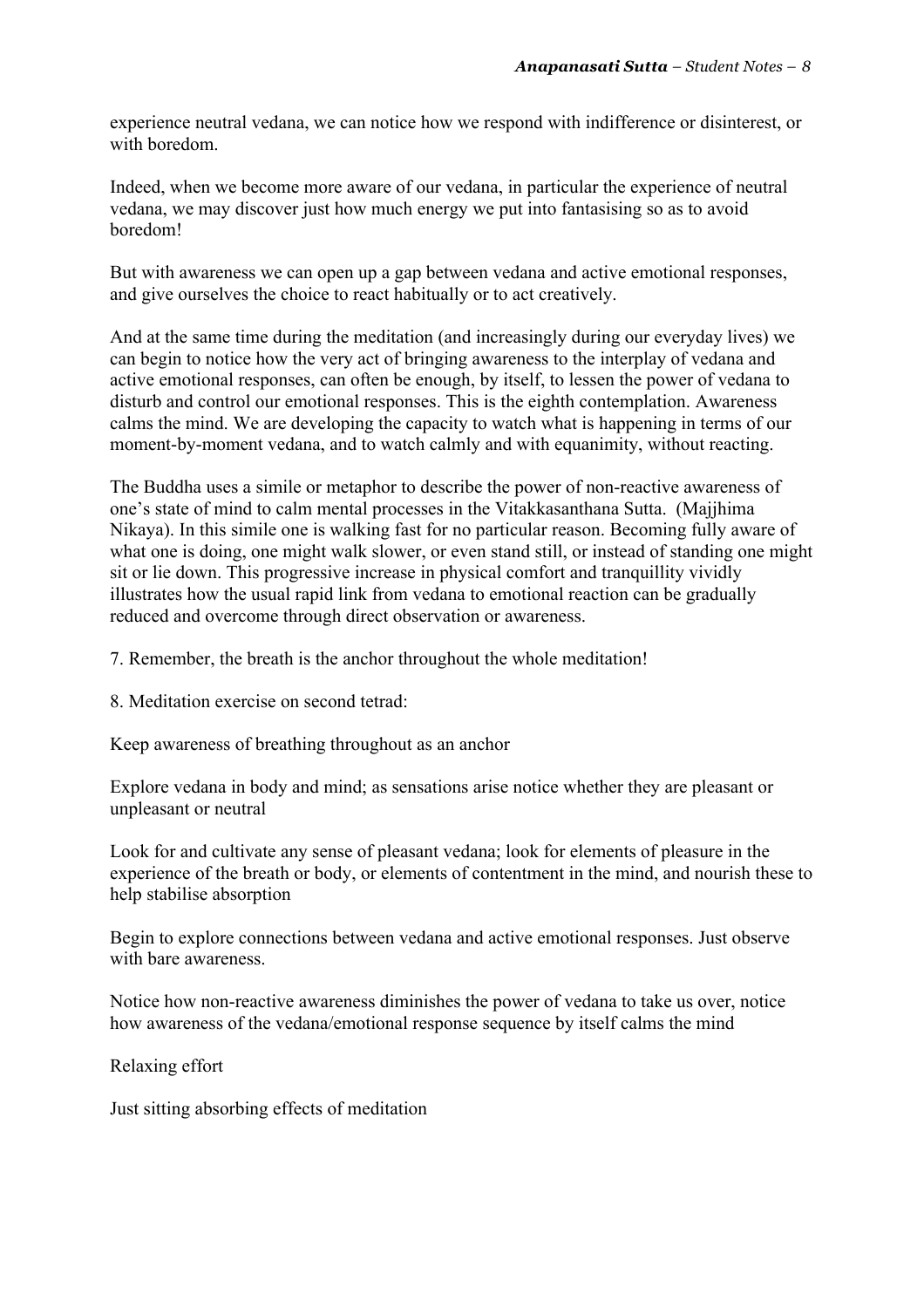experience neutral vedana, we can notice how we respond with indifference or disinterest, or with boredom.

Indeed, when we become more aware of our vedana, in particular the experience of neutral vedana, we may discover just how much energy we put into fantasising so as to avoid boredom!

But with awareness we can open up a gap between vedana and active emotional responses, and give ourselves the choice to react habitually or to act creatively.

And at the same time during the meditation (and increasingly during our everyday lives) we can begin to notice how the very act of bringing awareness to the interplay of vedana and active emotional responses, can often be enough, by itself, to lessen the power of vedana to disturb and control our emotional responses. This is the eighth contemplation. Awareness calms the mind. We are developing the capacity to watch what is happening in terms of our moment-by-moment vedana, and to watch calmly and with equanimity, without reacting.

The Buddha uses a simile or metaphor to describe the power of non-reactive awareness of one's state of mind to calm mental processes in the Vitakkasanthana Sutta. (Majjhima Nikaya). In this simile one is walking fast for no particular reason. Becoming fully aware of what one is doing, one might walk slower, or even stand still, or instead of standing one might sit or lie down. This progressive increase in physical comfort and tranquillity vividly illustrates how the usual rapid link from vedana to emotional reaction can be gradually reduced and overcome through direct observation or awareness.

7. Remember, the breath is the anchor throughout the whole meditation!

8. Meditation exercise on second tetrad:

Keep awareness of breathing throughout as an anchor

Explore vedana in body and mind; as sensations arise notice whether they are pleasant or unpleasant or neutral

Look for and cultivate any sense of pleasant vedana; look for elements of pleasure in the experience of the breath or body, or elements of contentment in the mind, and nourish these to help stabilise absorption

Begin to explore connections between vedana and active emotional responses. Just observe with bare awareness.

Notice how non-reactive awareness diminishes the power of vedana to take us over, notice how awareness of the vedana/emotional response sequence by itself calms the mind

Relaxing effort

Just sitting absorbing effects of meditation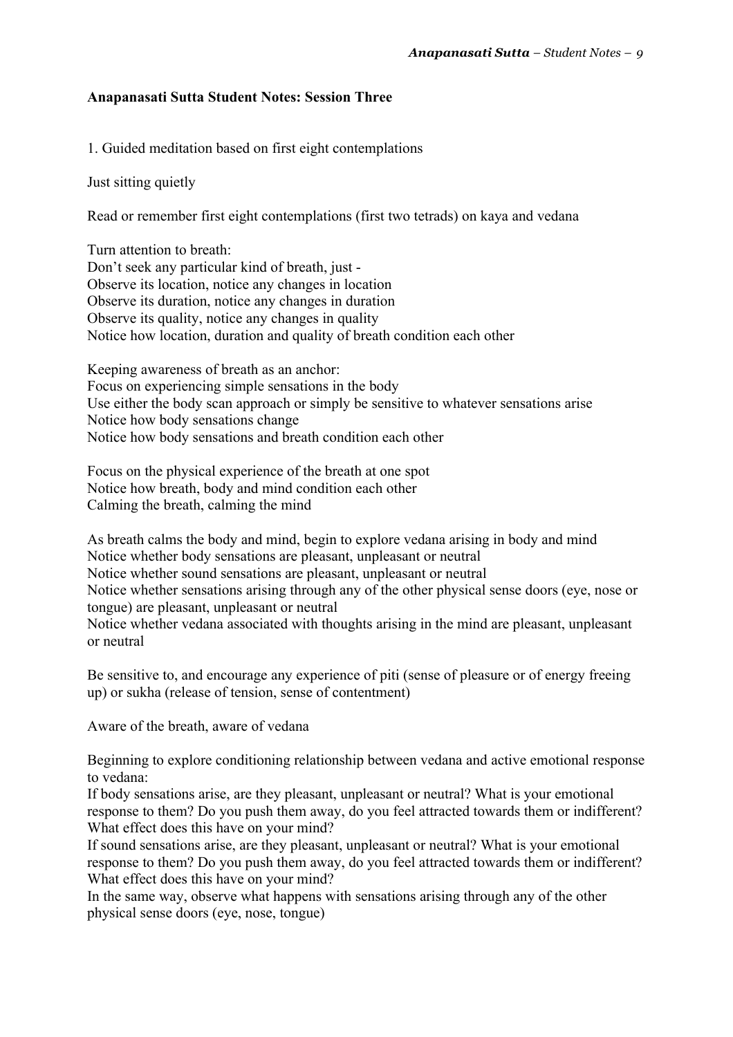**Anapanasati Sutta Student Notes: Session Three**

1. Guided meditation based on first eight contemplations

Just sitting quietly

Read or remember first eight contemplations (first two tetrads) on kaya and vedana

Turn attention to breath:
Don't seek any particular kind of breath, just -
Observe its location, notice any changes in location
Observe its duration, notice any changes in duration
Observe its quality, notice any changes in quality
Notice how location, duration and quality of breath condition each other

Keeping awareness of breath as an anchor:
Focus on experiencing simple sensations in the body
Use either the body scan approach or simply be sensitive to whatever sensations arise
Notice how body sensations change
Notice how body sensations and breath condition each other

Focus on the physical experience of the breath at one spot
Notice how breath, body and mind condition each other
Calming the breath, calming the mind

As breath calms the body and mind, begin to explore vedana arising in body and mind
Notice whether body sensations are pleasant, unpleasant or neutral
Notice whether sound sensations are pleasant, unpleasant or neutral
Notice whether sensations arising through any of the other physical sense doors (eye, nose or tongue) are pleasant, unpleasant or neutral
Notice whether vedana associated with thoughts arising in the mind are pleasant, unpleasant or neutral

Be sensitive to, and encourage any experience of piti (sense of pleasure or of energy freeing up) or sukha (release of tension, sense of contentment)

Aware of the breath, aware of vedana

Beginning to explore conditioning relationship between vedana and active emotional response to vedana:
If body sensations arise, are they pleasant, unpleasant or neutral? What is your emotional response to them? Do you push them away, do you feel attracted towards them or indifferent? What effect does this have on your mind?
If sound sensations arise, are they pleasant, unpleasant or neutral? What is your emotional response to them? Do you push them away, do you feel attracted towards them or indifferent? What effect does this have on your mind?
In the same way, observe what happens with sensations arising through any of the other physical sense doors (eye, nose, tongue)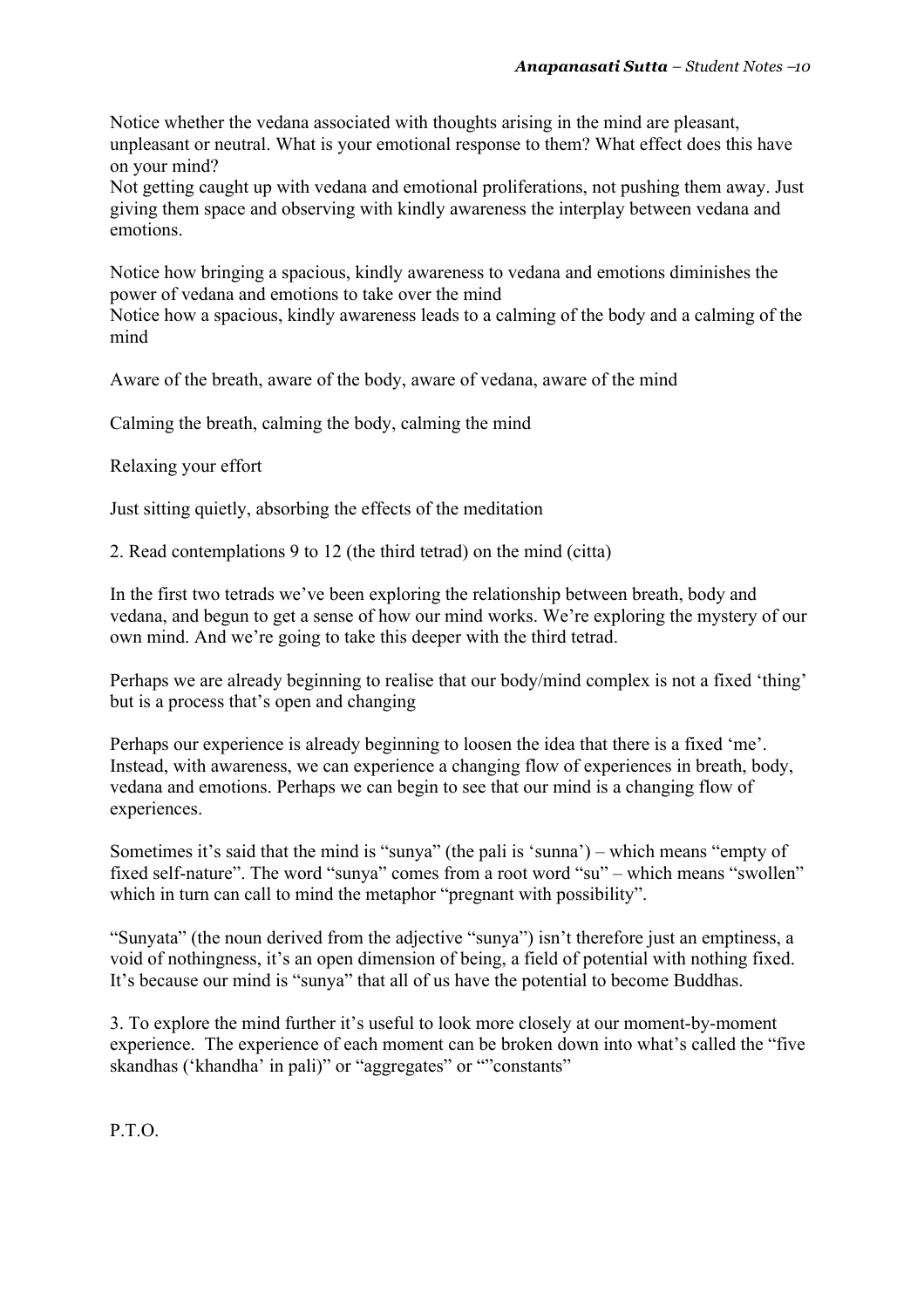Notice whether the vedana associated with thoughts arising in the mind are pleasant, unpleasant or neutral. What is your emotional response to them? What effect does this have on your mind?
Not getting caught up with vedana and emotional proliferations, not pushing them away. Just giving them space and observing with kindly awareness the interplay between vedana and emotions.

Notice how bringing a spacious, kindly awareness to vedana and emotions diminishes the power of vedana and emotions to take over the mind
Notice how a spacious, kindly awareness leads to a calming of the body and a calming of the mind

Aware of the breath, aware of the body, aware of vedana, aware of the mind

Calming the breath, calming the body, calming the mind

Relaxing your effort

Just sitting quietly, absorbing the effects of the meditation

2. Read contemplations 9 to 12 (the third tetrad) on the mind (citta)

In the first two tetrads we've been exploring the relationship between breath, body and vedana, and begun to get a sense of how our mind works. We're exploring the mystery of our own mind. And we're going to take this deeper with the third tetrad.

Perhaps we are already beginning to realise that our body/mind complex is not a fixed 'thing' but is a process that's open and changing

Perhaps our experience is already beginning to loosen the idea that there is a fixed 'me'. Instead, with awareness, we can experience a changing flow of experiences in breath, body, vedana and emotions. Perhaps we can begin to see that our mind is a changing flow of experiences.

Sometimes it's said that the mind is "sunya" (the pali is 'sunna') – which means "empty of fixed self-nature". The word "sunya" comes from a root word "su" – which means "swollen" which in turn can call to mind the metaphor "pregnant with possibility".

"Sunyata" (the noun derived from the adjective "sunya") isn't therefore just an emptiness, a void of nothingness, it's an open dimension of being, a field of potential with nothing fixed. It's because our mind is "sunya" that all of us have the potential to become Buddhas.

3. To explore the mind further it's useful to look more closely at our moment-by-moment experience. The experience of each moment can be broken down into what's called the "five skandhas ('khandha' in pali)" or "aggregates" or ""constants"

P.T.O.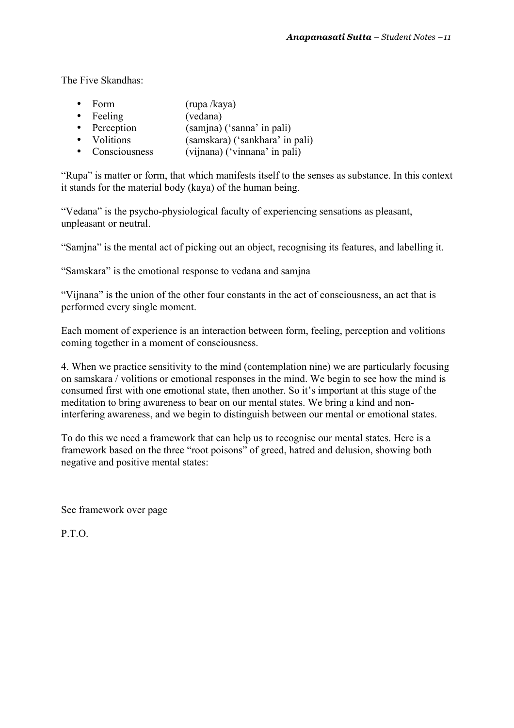The Five Skandhas:

- Form (rupa /kaya)
- Feeling (vedana)
- Perception (samjna) ('sanna' in pali)
- Volitions (samskara) ('sankhara' in pali)
- Consciousness (vijnana) ('vinnana' in pali)

"Rupa" is matter or form, that which manifests itself to the senses as substance. In this context it stands for the material body (kaya) of the human being.

"Vedana" is the psycho-physiological faculty of experiencing sensations as pleasant, unpleasant or neutral.

"Samjna" is the mental act of picking out an object, recognising its features, and labelling it.

"Samskara" is the emotional response to vedana and samjna

"Vijnana" is the union of the other four constants in the act of consciousness, an act that is performed every single moment.

Each moment of experience is an interaction between form, feeling, perception and volitions coming together in a moment of consciousness.

4. When we practice sensitivity to the mind (contemplation nine) we are particularly focusing on samskara / volitions or emotional responses in the mind. We begin to see how the mind is consumed first with one emotional state, then another. So it's important at this stage of the meditation to bring awareness to bear on our mental states. We bring a kind and non-interfering awareness, and we begin to distinguish between our mental or emotional states.

To do this we need a framework that can help us to recognise our mental states. Here is a framework based on the three "root poisons" of greed, hatred and delusion, showing both negative and positive mental states:

See framework over page

P.T.O.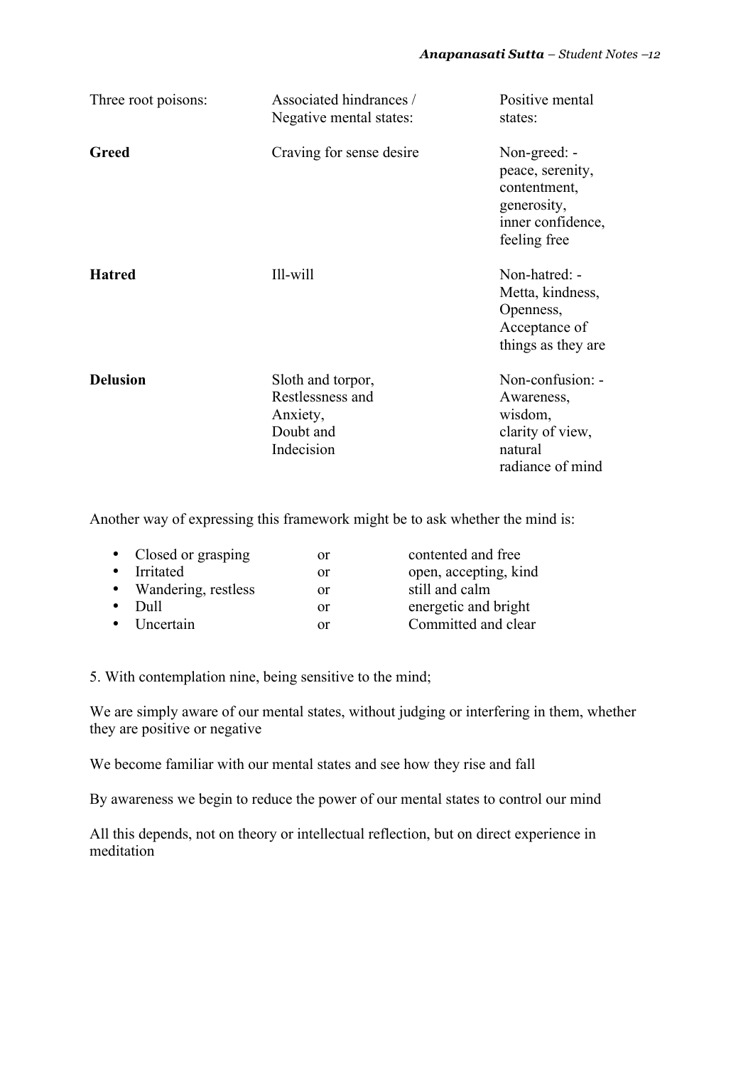| Three root poisons: | Associated hindrances / Negative mental states: | Positive mental states: |
|---|---|---|
| **Greed** | Craving for sense desire | Non-greed: - peace, serenity, contentment, generosity, inner confidence, feeling free |
| **Hatred** | Ill-will | Non-hatred: - Metta, kindness, Openness, Acceptance of things as they are |
| **Delusion** | Sloth and torpor, Restlessness and Anxiety, Doubt and Indecision | Non-confusion: - Awareness, wisdom, clarity of view, natural radiance of mind |

Another way of expressing this framework might be to ask whether the mind is:

- Closed or grasping or contented and free
- Irritated or open, accepting, kind
- Wandering, restless or still and calm
- Dull or energetic and bright
- Uncertain or Committed and clear

5. With contemplation nine, being sensitive to the mind;

We are simply aware of our mental states, without judging or interfering in them, whether they are positive or negative

We become familiar with our mental states and see how they rise and fall

By awareness we begin to reduce the power of our mental states to control our mind

All this depends, not on theory or intellectual reflection, but on direct experience in meditation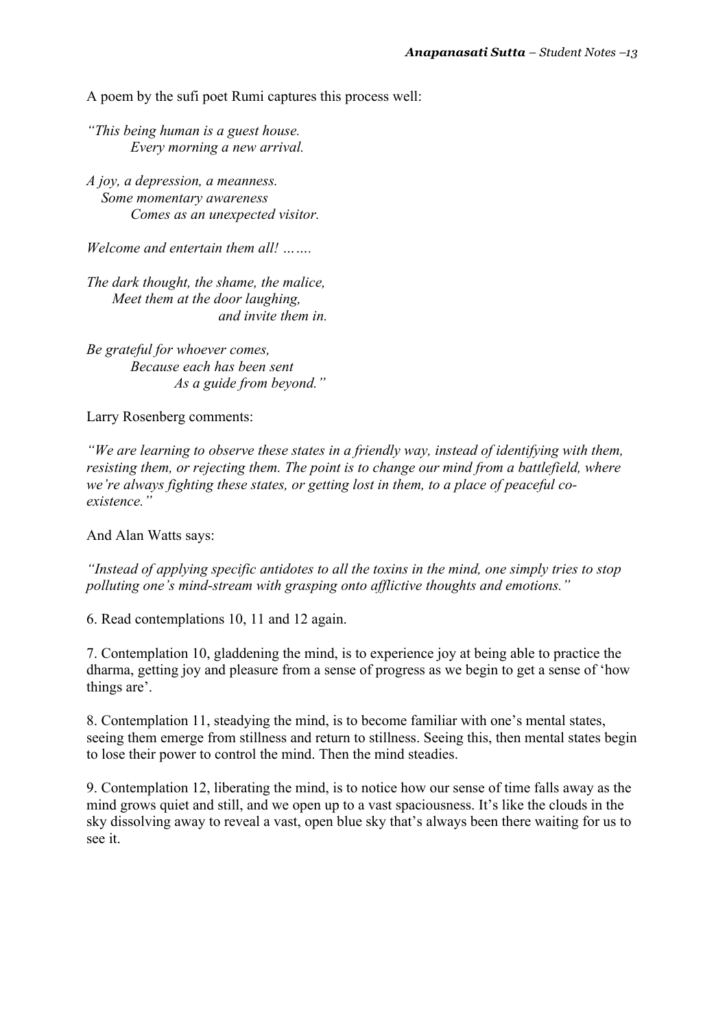A poem by the sufi poet Rumi captures this process well:

*"This being human is a guest house.*
*Every morning a new arrival.*

*A joy, a depression, a meanness.*
*Some momentary awareness*
*Comes as an unexpected visitor.*

*Welcome and entertain them all! …….*

*The dark thought, the shame, the malice,*
*Meet them at the door laughing,*
*and invite them in.*

*Be grateful for whoever comes,*
*Because each has been sent*
*As a guide from beyond."*

Larry Rosenberg comments:

*"We are learning to observe these states in a friendly way, instead of identifying with them, resisting them, or rejecting them. The point is to change our mind from a battlefield, where we're always fighting these states, or getting lost in them, to a place of peaceful co-existence."*

And Alan Watts says:

*"Instead of applying specific antidotes to all the toxins in the mind, one simply tries to stop polluting one's mind-stream with grasping onto afflictive thoughts and emotions."*

6. Read contemplations 10, 11 and 12 again.

7. Contemplation 10, gladdening the mind, is to experience joy at being able to practice the dharma, getting joy and pleasure from a sense of progress as we begin to get a sense of 'how things are'.

8. Contemplation 11, steadying the mind, is to become familiar with one's mental states, seeing them emerge from stillness and return to stillness. Seeing this, then mental states begin to lose their power to control the mind. Then the mind steadies.

9. Contemplation 12, liberating the mind, is to notice how our sense of time falls away as the mind grows quiet and still, and we open up to a vast spaciousness. It's like the clouds in the sky dissolving away to reveal a vast, open blue sky that's always been there waiting for us to see it.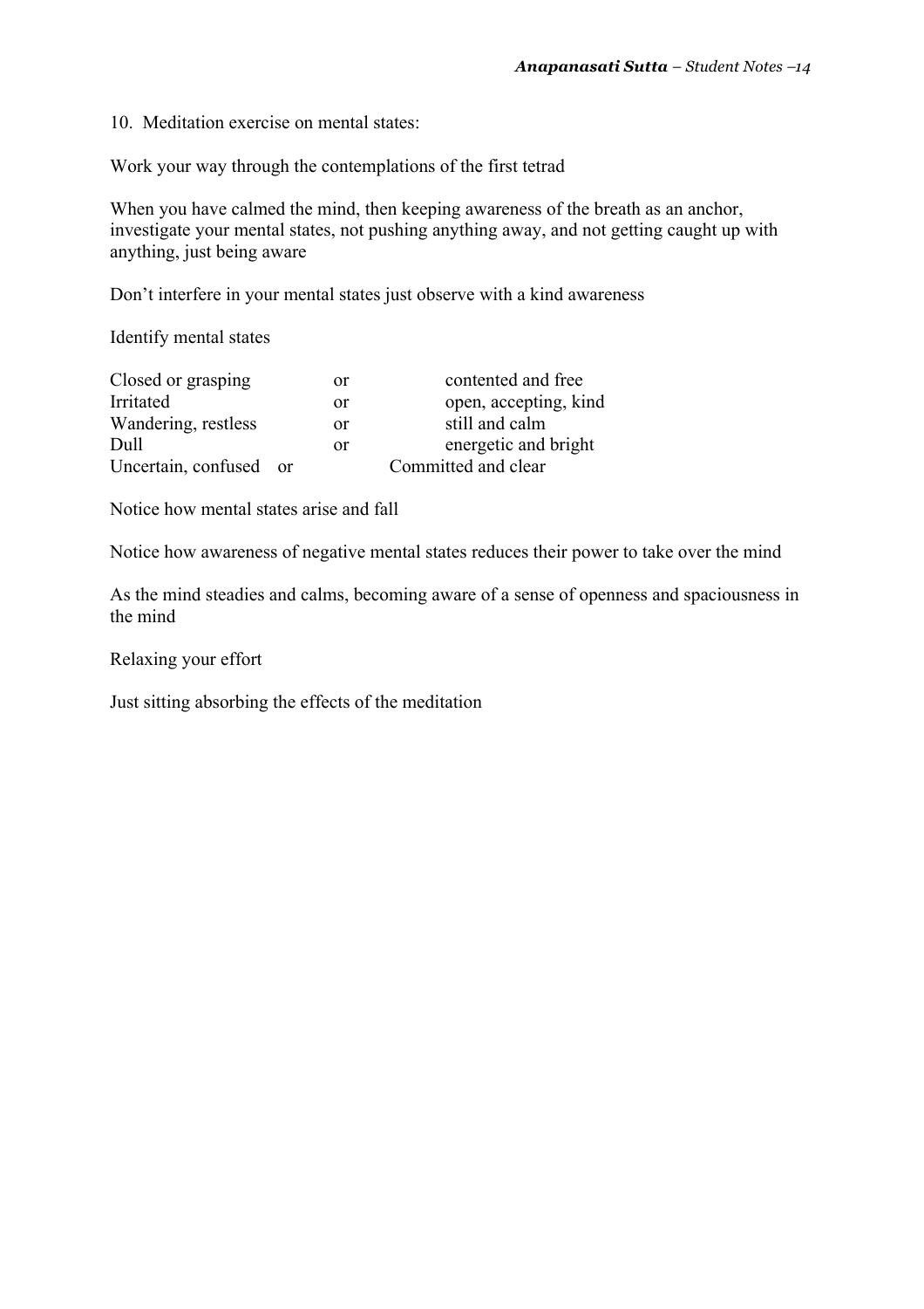10. Meditation exercise on mental states:

Work your way through the contemplations of the first tetrad

When you have calmed the mind, then keeping awareness of the breath as an anchor, investigate your mental states, not pushing anything away, and not getting caught up with anything, just being aware

Don't interfere in your mental states just observe with a kind awareness

Identify mental states

| | | |
|---|---|---|
| Closed or grasping | or | contented and free |
| Irritated | or | open, accepting, kind |
| Wandering, restless | or | still and calm |
| Dull | or | energetic and bright |
| Uncertain, confused | or | Committed and clear |

Notice how mental states arise and fall

Notice how awareness of negative mental states reduces their power to take over the mind

As the mind steadies and calms, becoming aware of a sense of openness and spaciousness in the mind

Relaxing your effort

Just sitting absorbing the effects of the meditation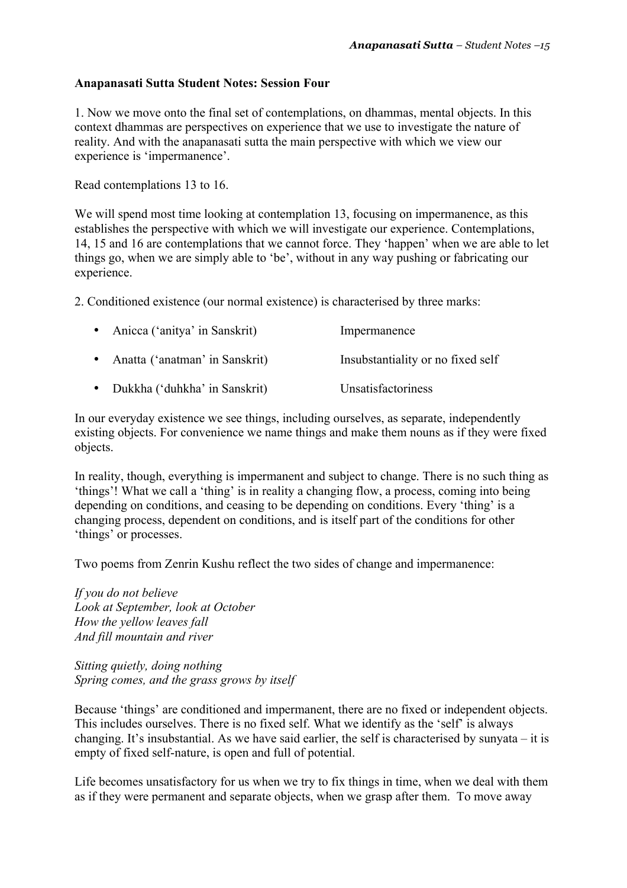**Anapanasati Sutta Student Notes: Session Four**

1. Now we move onto the final set of contemplations, on dhammas, mental objects. In this context dhammas are perspectives on experience that we use to investigate the nature of reality. And with the anapanasati sutta the main perspective with which we view our experience is 'impermanence'.

Read contemplations 13 to 16.

We will spend most time looking at contemplation 13, focusing on impermanence, as this establishes the perspective with which we will investigate our experience. Contemplations, 14, 15 and 16 are contemplations that we cannot force. They 'happen' when we are able to let things go, when we are simply able to 'be', without in any way pushing or fabricating our experience.

2. Conditioned existence (our normal existence) is characterised by three marks:

- Anicca ('anitya' in Sanskrit) Impermanence
- Anatta ('anatman' in Sanskrit) Insubstantiality or no fixed self
- Dukkha ('duhkha' in Sanskrit) Unsatisfactoriness

In our everyday existence we see things, including ourselves, as separate, independently existing objects. For convenience we name things and make them nouns as if they were fixed objects.

In reality, though, everything is impermanent and subject to change. There is no such thing as 'things'! What we call a 'thing' is in reality a changing flow, a process, coming into being depending on conditions, and ceasing to be depending on conditions. Every 'thing' is a changing process, dependent on conditions, and is itself part of the conditions for other 'things' or processes.

Two poems from Zenrin Kushu reflect the two sides of change and impermanence:

*If you do not believe*
*Look at September, look at October*
*How the yellow leaves fall*
*And fill mountain and river*

*Sitting quietly, doing nothing*
*Spring comes, and the grass grows by itself*

Because 'things' are conditioned and impermanent, there are no fixed or independent objects. This includes ourselves. There is no fixed self. What we identify as the 'self' is always changing. It's insubstantial. As we have said earlier, the self is characterised by sunyata – it is empty of fixed self-nature, is open and full of potential.

Life becomes unsatisfactory for us when we try to fix things in time, when we deal with them as if they were permanent and separate objects, when we grasp after them. To move away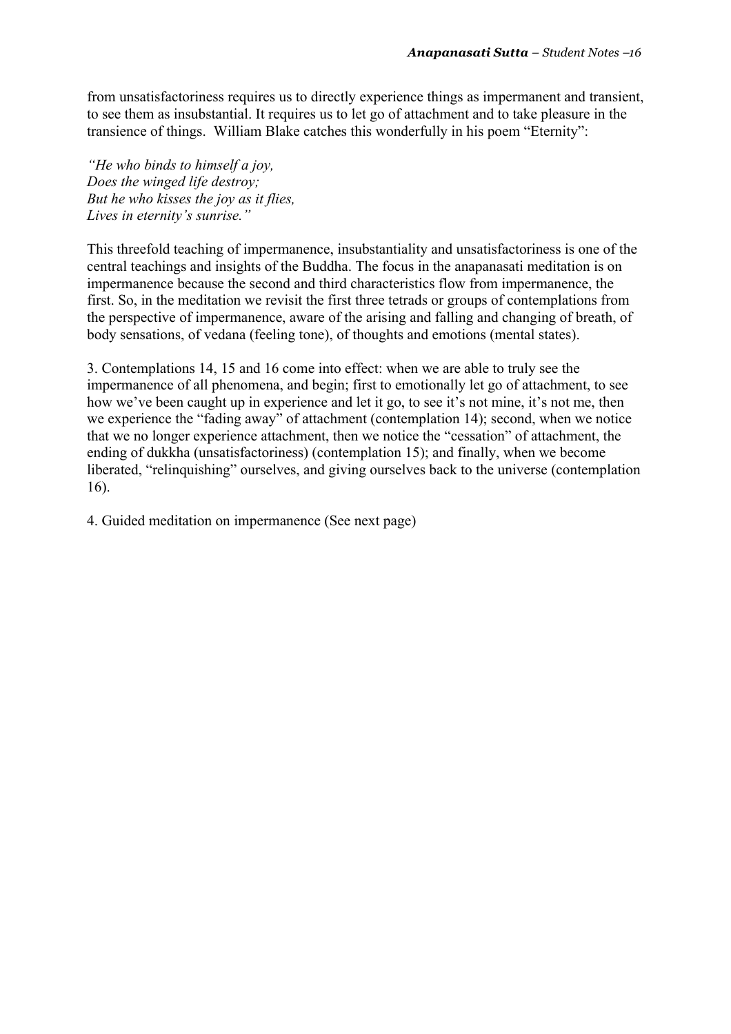from unsatisfactoriness requires us to directly experience things as impermanent and transient, to see them as insubstantial. It requires us to let go of attachment and to take pleasure in the transience of things. William Blake catches this wonderfully in his poem "Eternity":

*"He who binds to himself a joy,*
*Does the winged life destroy;*
*But he who kisses the joy as it flies,*
*Lives in eternity's sunrise."*

This threefold teaching of impermanence, insubstantiality and unsatisfactoriness is one of the central teachings and insights of the Buddha. The focus in the anapanasati meditation is on impermanence because the second and third characteristics flow from impermanence, the first. So, in the meditation we revisit the first three tetrads or groups of contemplations from the perspective of impermanence, aware of the arising and falling and changing of breath, of body sensations, of vedana (feeling tone), of thoughts and emotions (mental states).

3. Contemplations 14, 15 and 16 come into effect: when we are able to truly see the impermanence of all phenomena, and begin; first to emotionally let go of attachment, to see how we've been caught up in experience and let it go, to see it's not mine, it's not me, then we experience the "fading away" of attachment (contemplation 14); second, when we notice that we no longer experience attachment, then we notice the "cessation" of attachment, the ending of dukkha (unsatisfactoriness) (contemplation 15); and finally, when we become liberated, "relinquishing" ourselves, and giving ourselves back to the universe (contemplation 16).

4. Guided meditation on impermanence (See next page)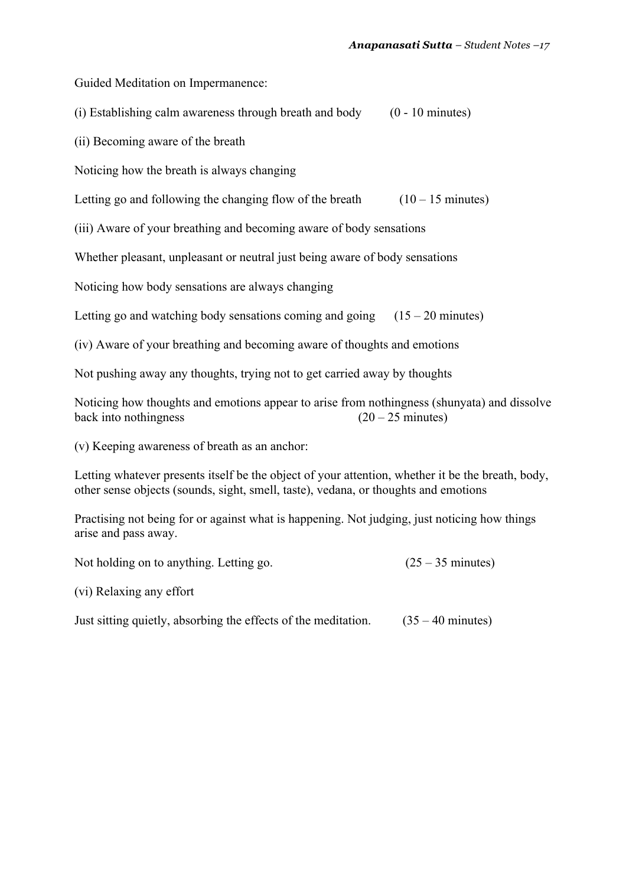Guided Meditation on Impermanence:

(i) Establishing calm awareness through breath and body (0 - 10 minutes)

(ii) Becoming aware of the breath

Noticing how the breath is always changing

Letting go and following the changing flow of the breath (10 – 15 minutes)

(iii) Aware of your breathing and becoming aware of body sensations

Whether pleasant, unpleasant or neutral just being aware of body sensations

Noticing how body sensations are always changing

Letting go and watching body sensations coming and going (15 – 20 minutes)

(iv) Aware of your breathing and becoming aware of thoughts and emotions

Not pushing away any thoughts, trying not to get carried away by thoughts

Noticing how thoughts and emotions appear to arise from nothingness (shunyata) and dissolve back into nothingness (20 – 25 minutes)

(v) Keeping awareness of breath as an anchor:

Letting whatever presents itself be the object of your attention, whether it be the breath, body, other sense objects (sounds, sight, smell, taste), vedana, or thoughts and emotions

Practising not being for or against what is happening. Not judging, just noticing how things arise and pass away.

Not holding on to anything. Letting go. (25 – 35 minutes)

(vi) Relaxing any effort

Just sitting quietly, absorbing the effects of the meditation. (35 – 40 minutes)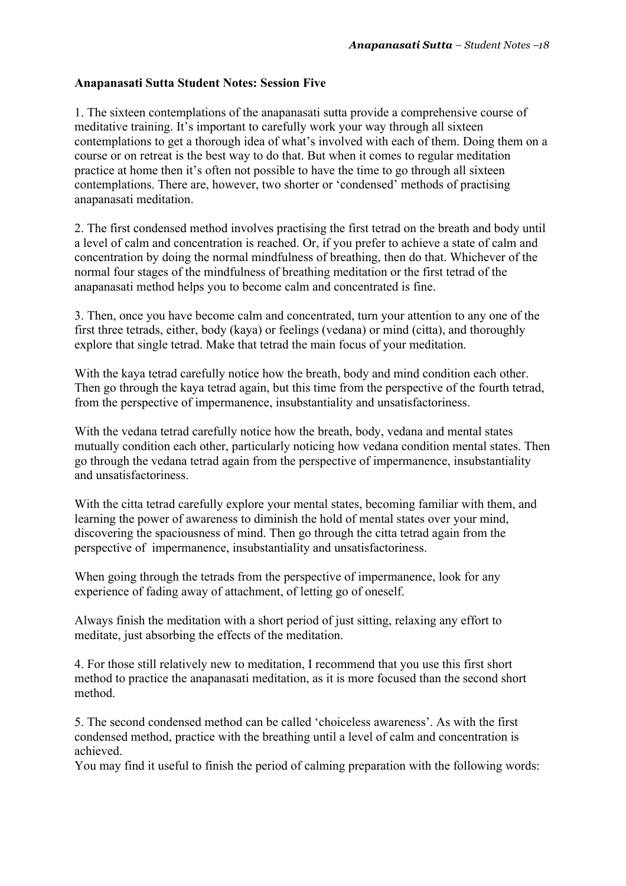**Anapanasati Sutta Student Notes: Session Five**

1. The sixteen contemplations of the anapanasati sutta provide a comprehensive course of meditative training. It's important to carefully work your way through all sixteen contemplations to get a thorough idea of what's involved with each of them. Doing them on a course or on retreat is the best way to do that. But when it comes to regular meditation practice at home then it's often not possible to have the time to go through all sixteen contemplations. There are, however, two shorter or 'condensed' methods of practising anapanasati meditation.

2. The first condensed method involves practising the first tetrad on the breath and body until a level of calm and concentration is reached. Or, if you prefer to achieve a state of calm and concentration by doing the normal mindfulness of breathing, then do that. Whichever of the normal four stages of the mindfulness of breathing meditation or the first tetrad of the anapanasati method helps you to become calm and concentrated is fine.

3. Then, once you have become calm and concentrated, turn your attention to any one of the first three tetrads, either, body (kaya) or feelings (vedana) or mind (citta), and thoroughly explore that single tetrad. Make that tetrad the main focus of your meditation.

With the kaya tetrad carefully notice how the breath, body and mind condition each other. Then go through the kaya tetrad again, but this time from the perspective of the fourth tetrad, from the perspective of impermanence, insubstantiality and unsatisfactoriness.

With the vedana tetrad carefully notice how the breath, body, vedana and mental states mutually condition each other, particularly noticing how vedana condition mental states. Then go through the vedana tetrad again from the perspective of impermanence, insubstantiality and unsatisfactoriness.

With the citta tetrad carefully explore your mental states, becoming familiar with them, and learning the power of awareness to diminish the hold of mental states over your mind, discovering the spaciousness of mind. Then go through the citta tetrad again from the perspective of impermanence, insubstantiality and unsatisfactoriness.

When going through the tetrads from the perspective of impermanence, look for any experience of fading away of attachment, of letting go of oneself.

Always finish the meditation with a short period of just sitting, relaxing any effort to meditate, just absorbing the effects of the meditation.

4. For those still relatively new to meditation, I recommend that you use this first short method to practice the anapanasati meditation, as it is more focused than the second short method.

5. The second condensed method can be called 'choiceless awareness'. As with the first condensed method, practice with the breathing until a level of calm and concentration is achieved.
You may find it useful to finish the period of calming preparation with the following words: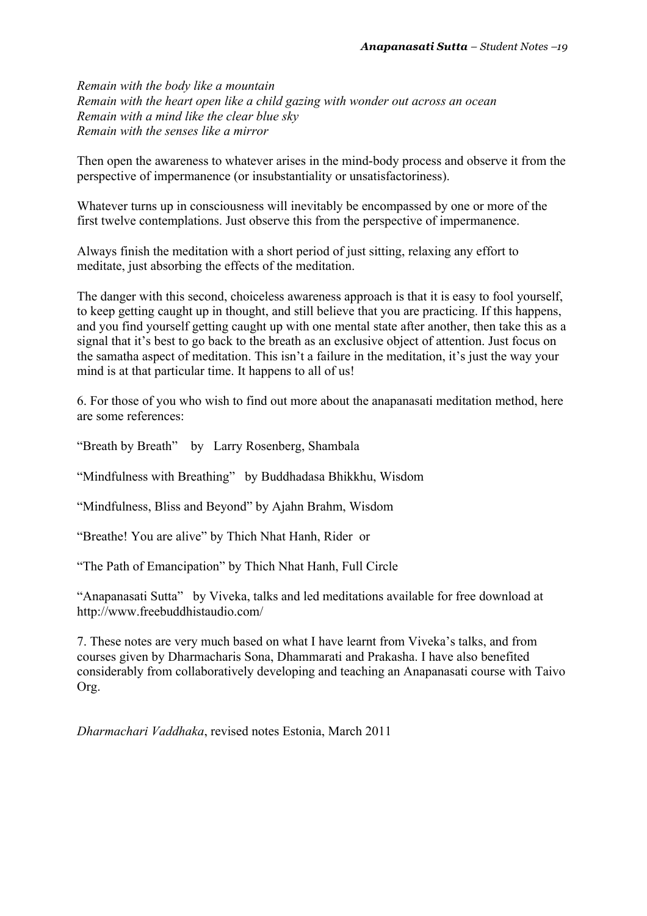*Remain with the body like a mountain*
*Remain with the heart open like a child gazing with wonder out across an ocean*
*Remain with a mind like the clear blue sky*
*Remain with the senses like a mirror*

Then open the awareness to whatever arises in the mind-body process and observe it from the perspective of impermanence (or insubstantiality or unsatisfactoriness).

Whatever turns up in consciousness will inevitably be encompassed by one or more of the first twelve contemplations. Just observe this from the perspective of impermanence.

Always finish the meditation with a short period of just sitting, relaxing any effort to meditate, just absorbing the effects of the meditation.

The danger with this second, choiceless awareness approach is that it is easy to fool yourself, to keep getting caught up in thought, and still believe that you are practicing. If this happens, and you find yourself getting caught up with one mental state after another, then take this as a signal that it's best to go back to the breath as an exclusive object of attention. Just focus on the samatha aspect of meditation. This isn't a failure in the meditation, it's just the way your mind is at that particular time. It happens to all of us!

6. For those of you who wish to find out more about the anapanasati meditation method, here are some references:

"Breath by Breath" by Larry Rosenberg, Shambala

"Mindfulness with Breathing" by Buddhadasa Bhikkhu, Wisdom

"Mindfulness, Bliss and Beyond" by Ajahn Brahm, Wisdom

"Breathe! You are alive" by Thich Nhat Hanh, Rider or

"The Path of Emancipation" by Thich Nhat Hanh, Full Circle

"Anapanasati Sutta" by Viveka, talks and led meditations available for free download at http://www.freebuddhistaudio.com/

7. These notes are very much based on what I have learnt from Viveka's talks, and from courses given by Dharmacharis Sona, Dhammarati and Prakasha. I have also benefited considerably from collaboratively developing and teaching an Anapanasati course with Taivo Org.

*Dharmachari Vaddhaka*, revised notes Estonia, March 2011